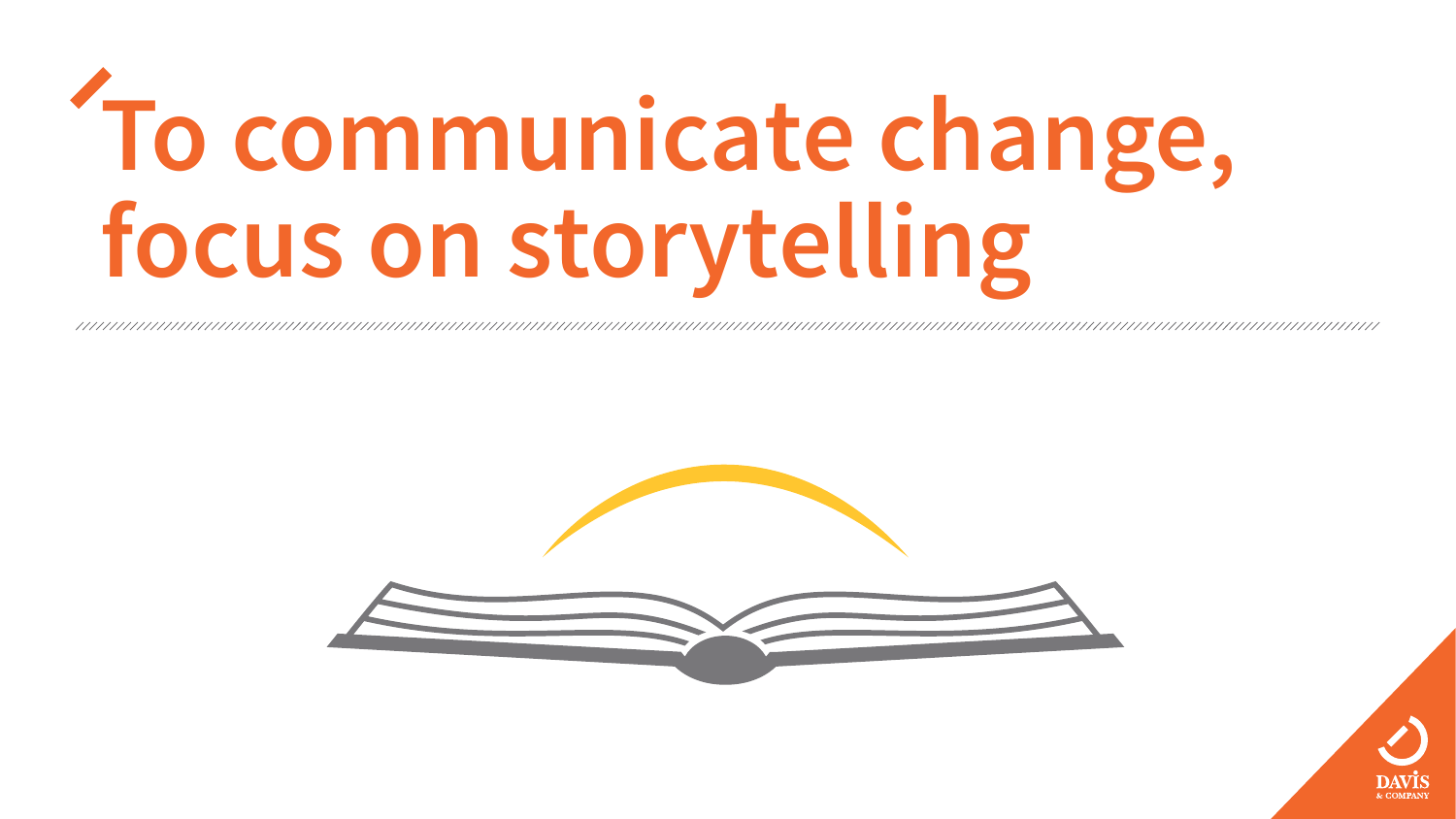# To communicate change, focus on storytelling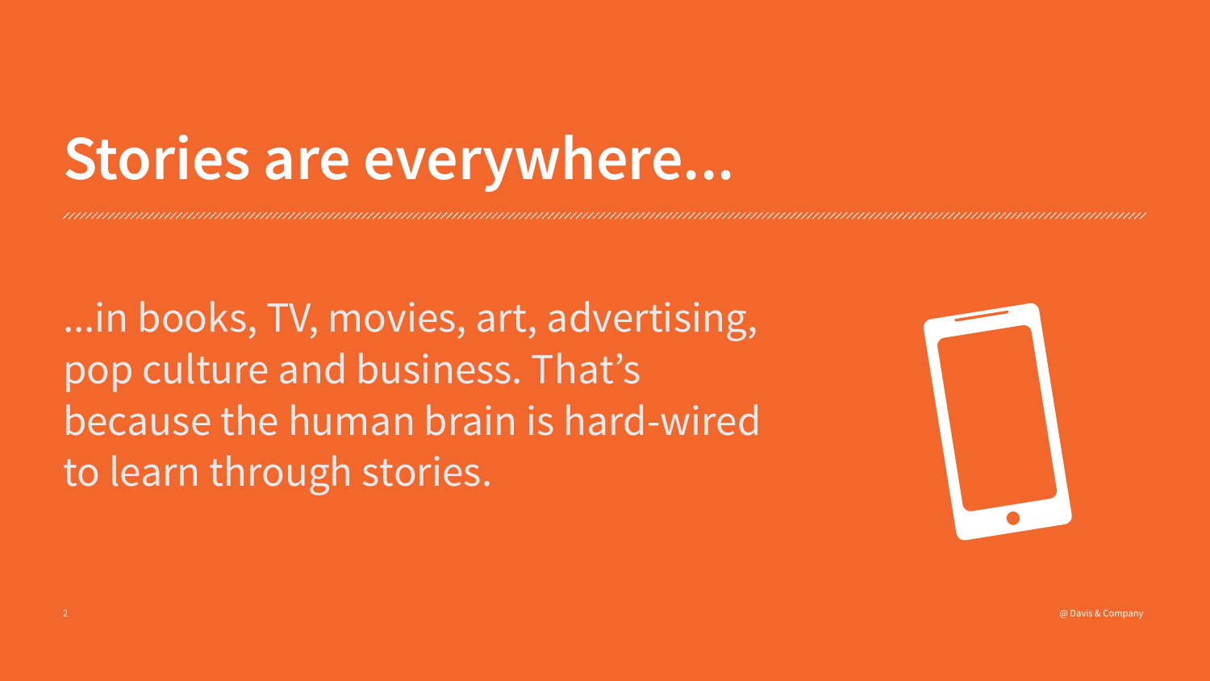# Stories are everywhere...

...in books, TV, movies, art, advertising, pop culture and business. That's because the human brain is hard-wired to learn through stories.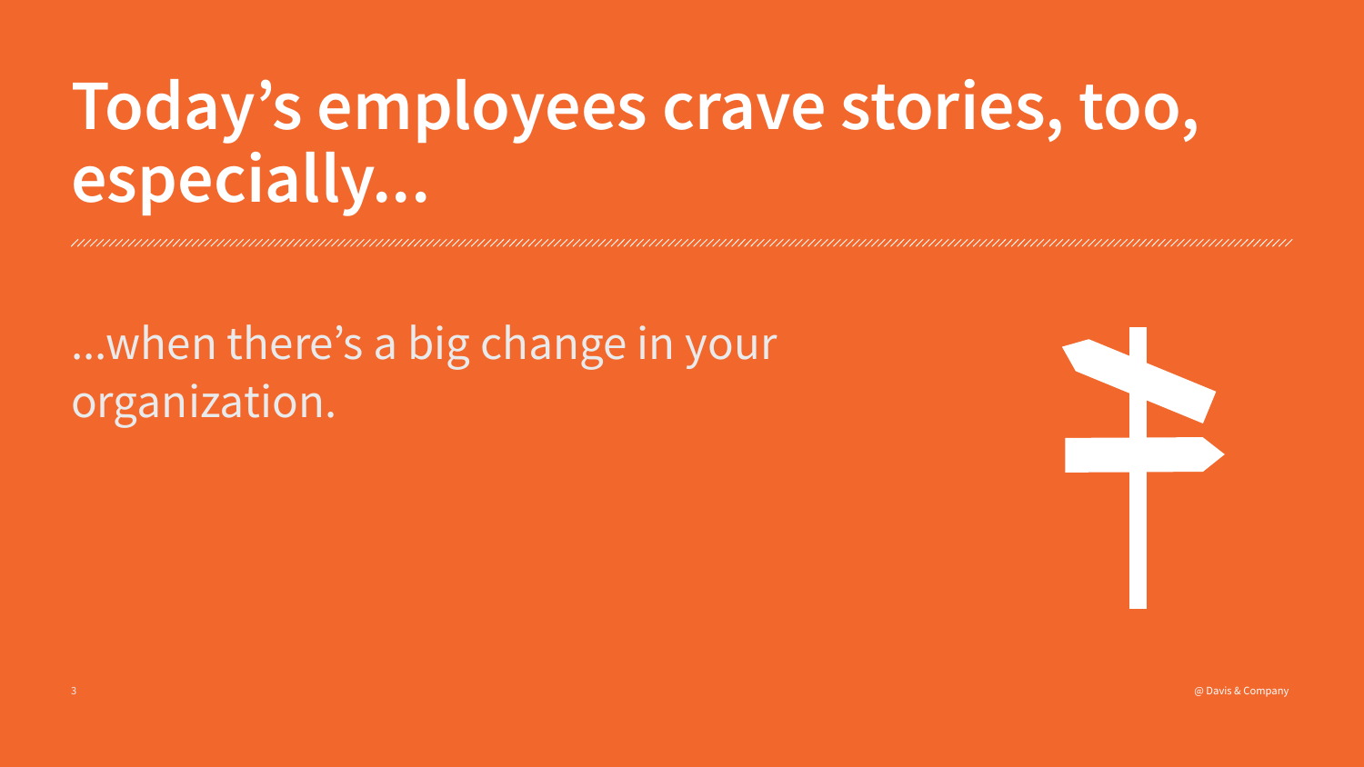# Today's employees crave stories, too, especially...

...when there's a big change in your organization.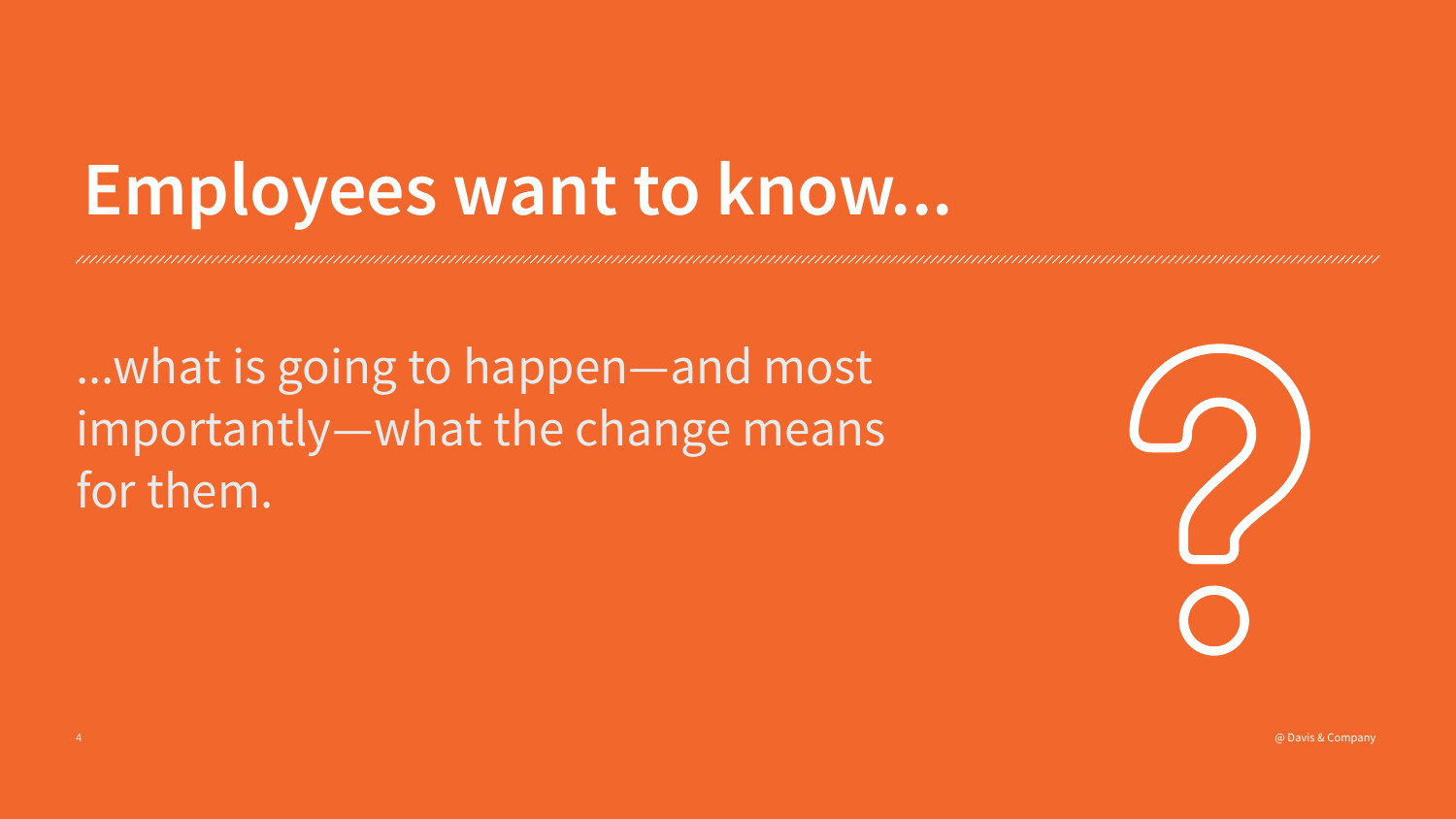# Employees want to know...

...what is going to happen—and most importantly—what the change means for them.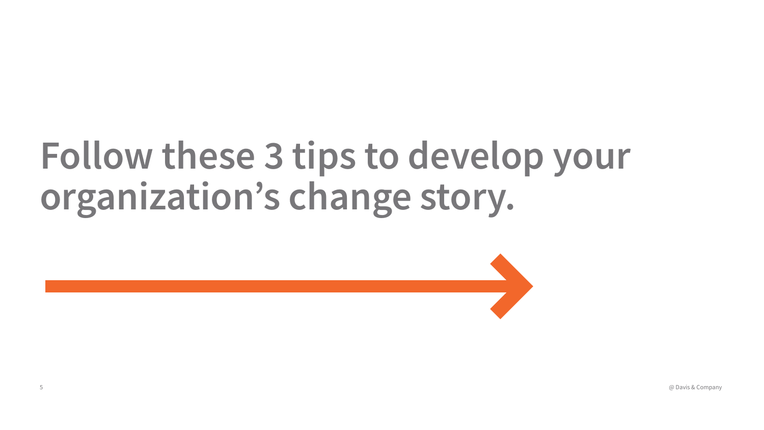# Follow these 3 tips to develop your organization's change story.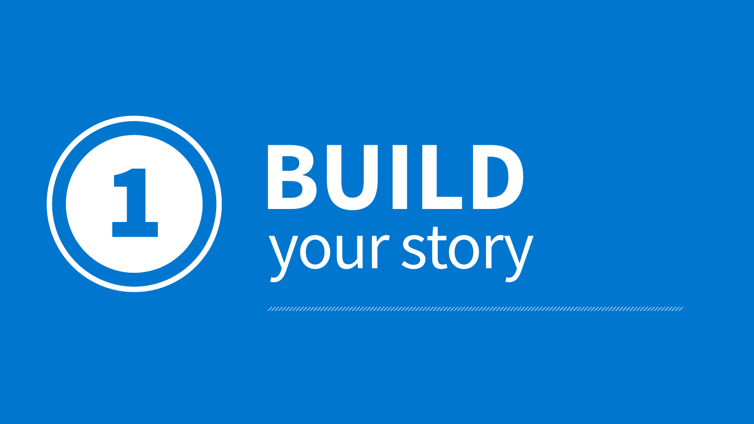# 1 BUILD your story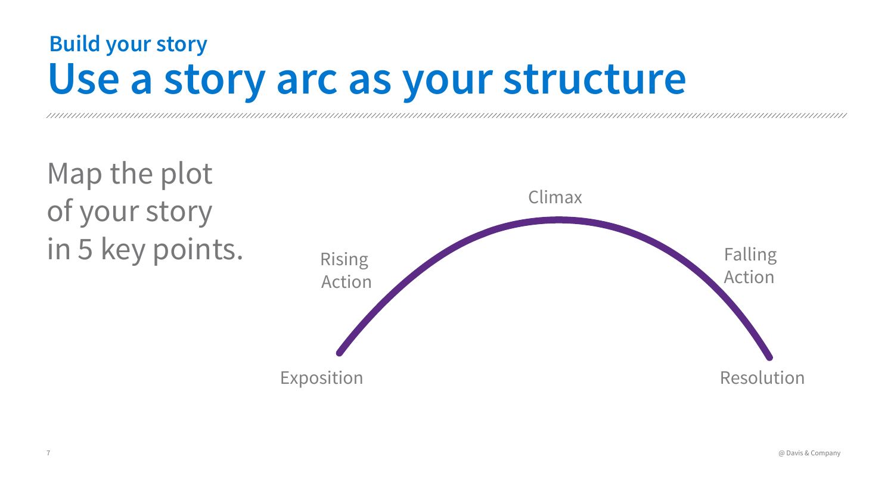### Build your story

# Use a story arc as your structure

Map the plot of your story in 5 key points.

Climax

Rising Action

Falling Action

Exposition

Resolution

@ Davis & Company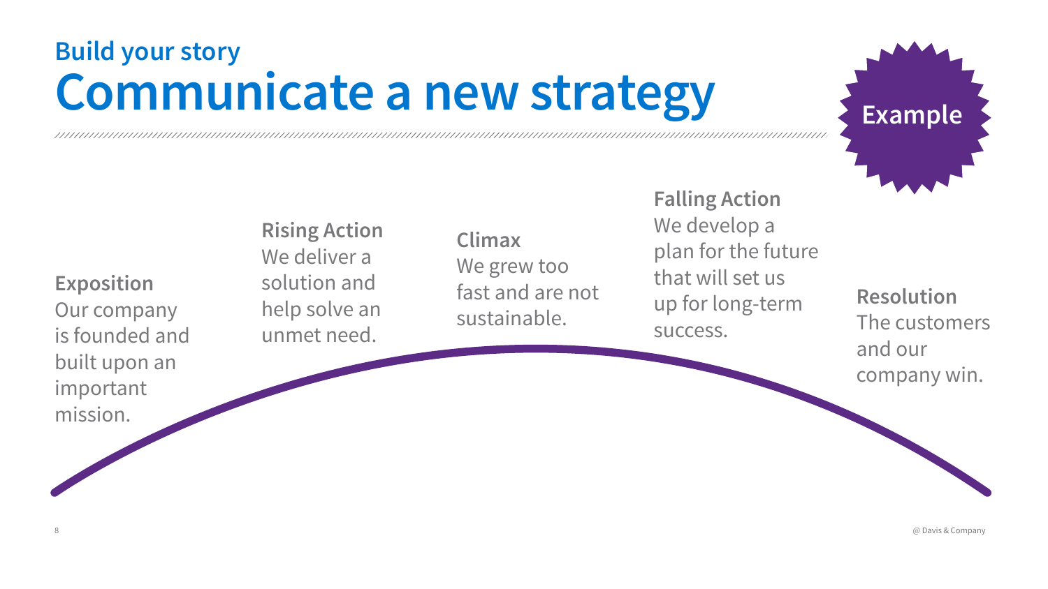## Build your story

# Communicate a new strategy

**Example**

**Exposition**
Our company is founded and built upon an important mission.

**Rising Action**
We deliver a solution and help solve an unmet need.

**Climax**
We grew too fast and are not sustainable.

**Falling Action**
We develop a plan for the future that will set us up for long-term success.

**Resolution**
The customers and our company win.

@ Davis & Company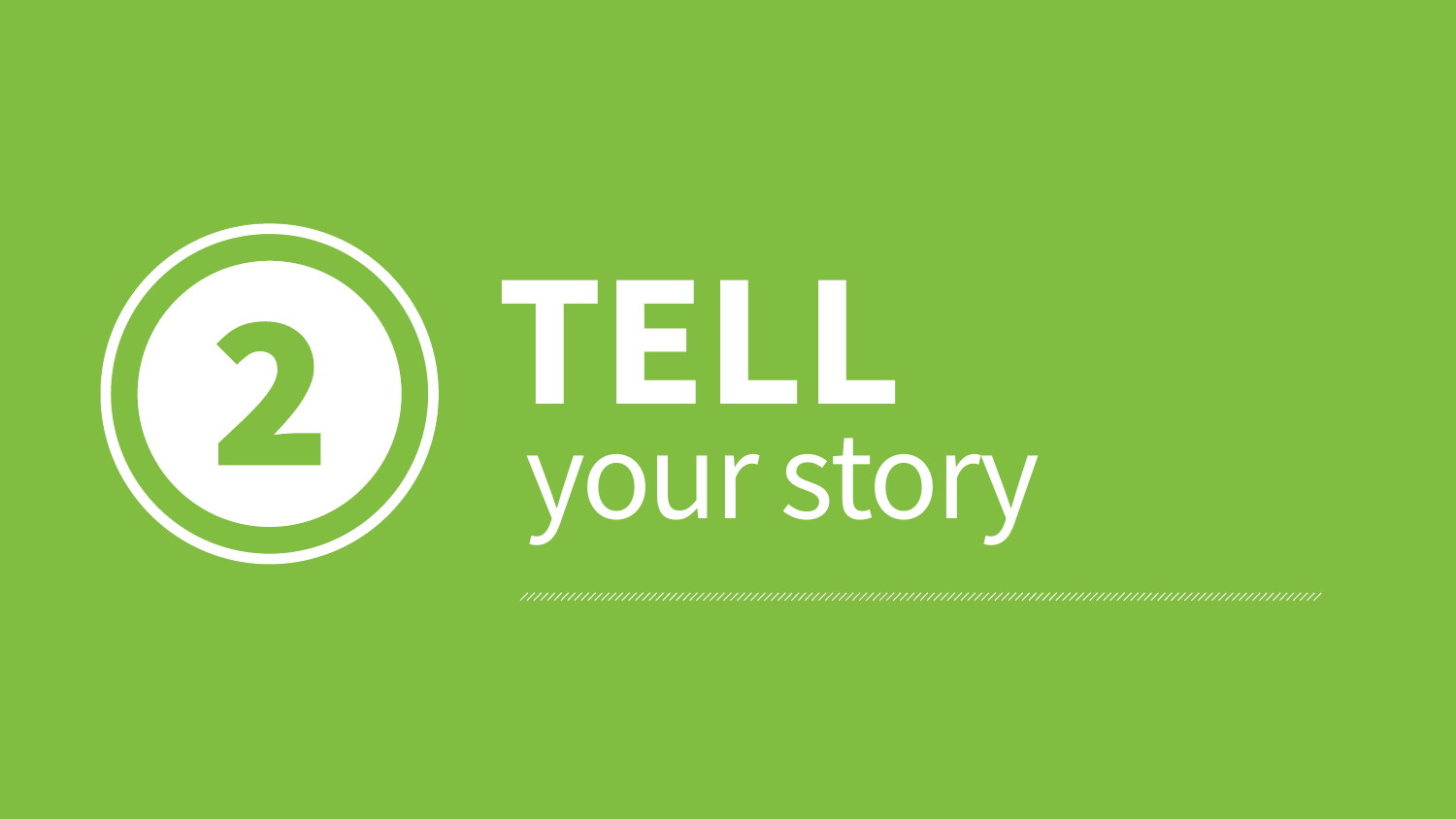# 2 TELL your story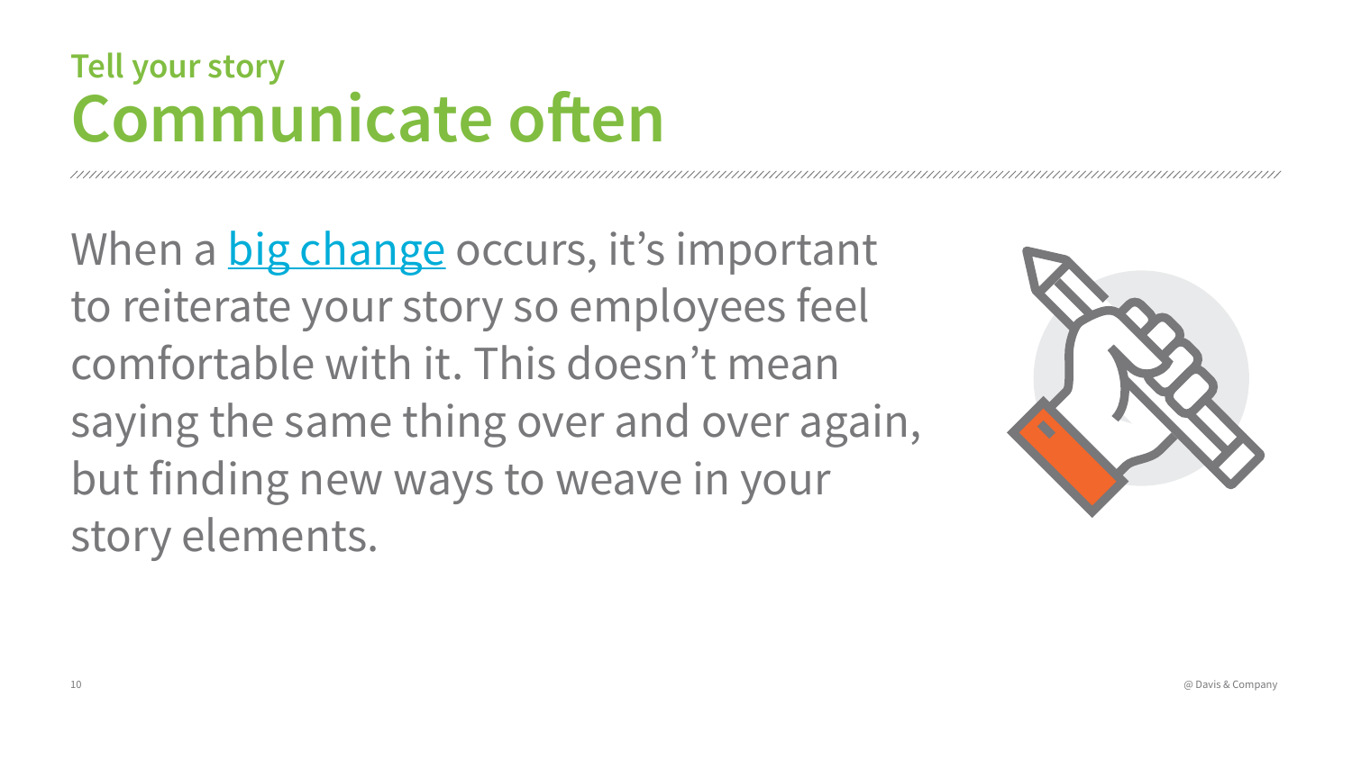### Tell your story

# Communicate often

When a big change occurs, it's important to reiterate your story so employees feel comfortable with it. This doesn't mean saying the same thing over and over again, but finding new ways to weave in your story elements.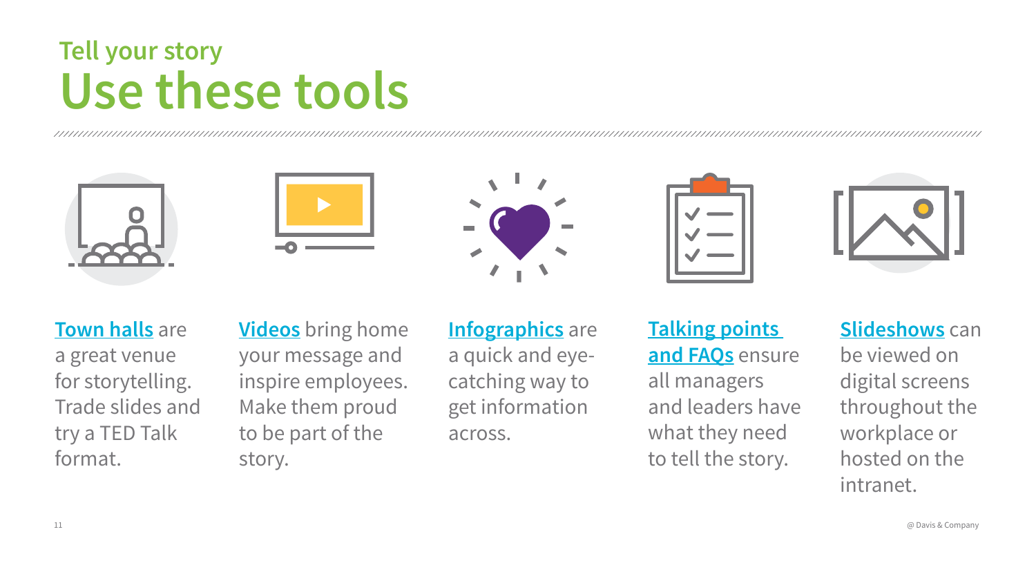## Tell your story

# Use these tools

**Town halls** are a great venue for storytelling. Trade slides and try a TED Talk format.

**Videos** bring home your message and inspire employees. Make them proud to be part of the story.

**Infographics** are a quick and eye-catching way to get information across.

**Talking points and FAQs** ensure all managers and leaders have what they need to tell the story.

**Slideshows** can be viewed on digital screens throughout the workplace or hosted on the intranet.

@ Davis & Company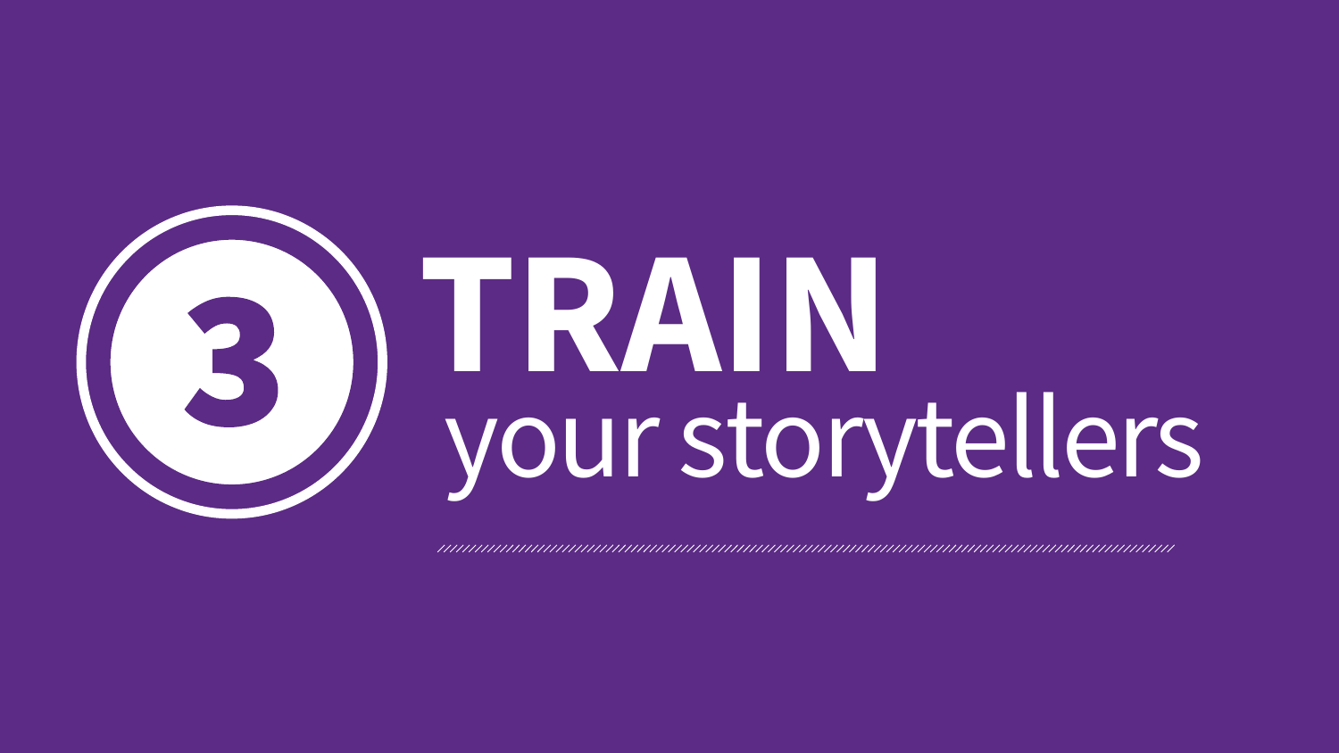# 3 TRAIN your storytellers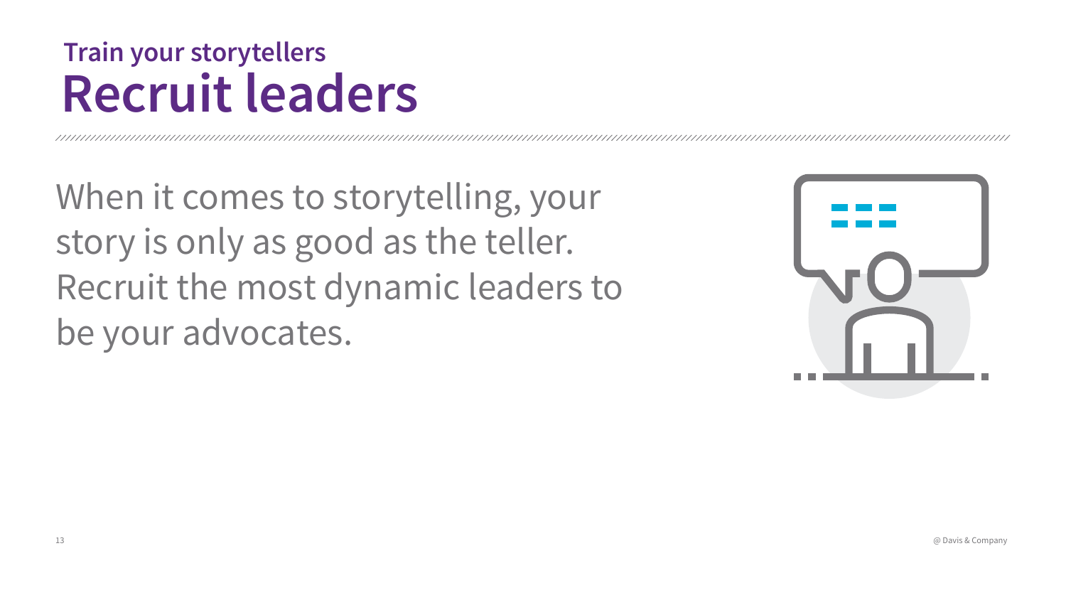### Train your storytellers

# Recruit leaders

When it comes to storytelling, your story is only as good as the teller. Recruit the most dynamic leaders to be your advocates.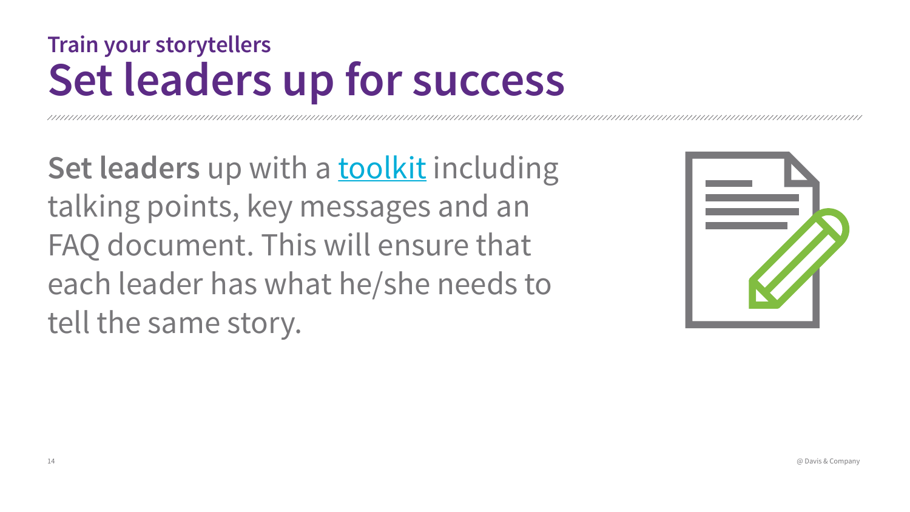### Train your storytellers

# Set leaders up for success

**Set leaders** up with a toolkit including talking points, key messages and an FAQ document. This will ensure that each leader has what he/she needs to tell the same story.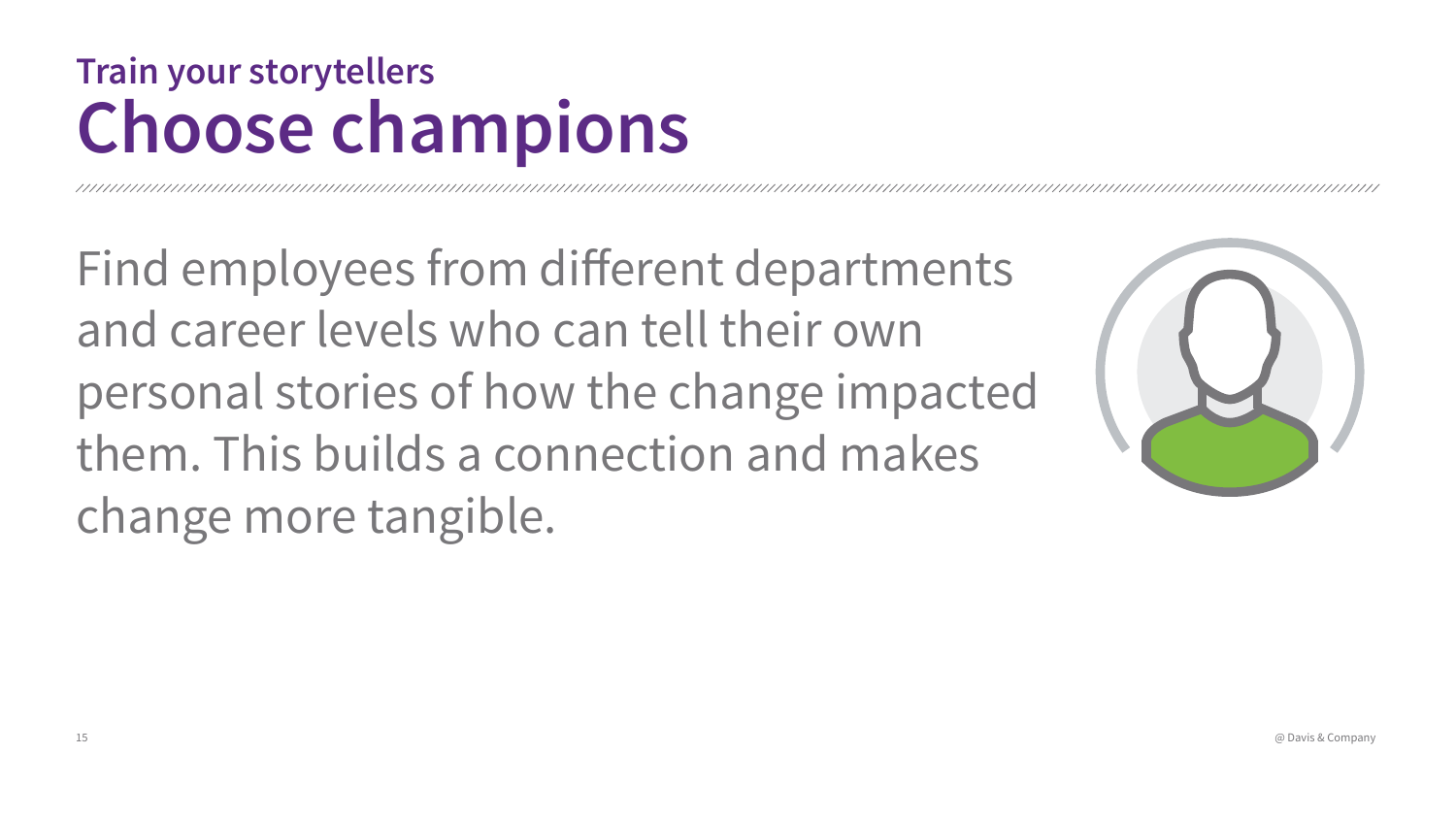### Train your storytellers

# Choose champions

Find employees from different departments and career levels who can tell their own personal stories of how the change impacted them. This builds a connection and makes change more tangible.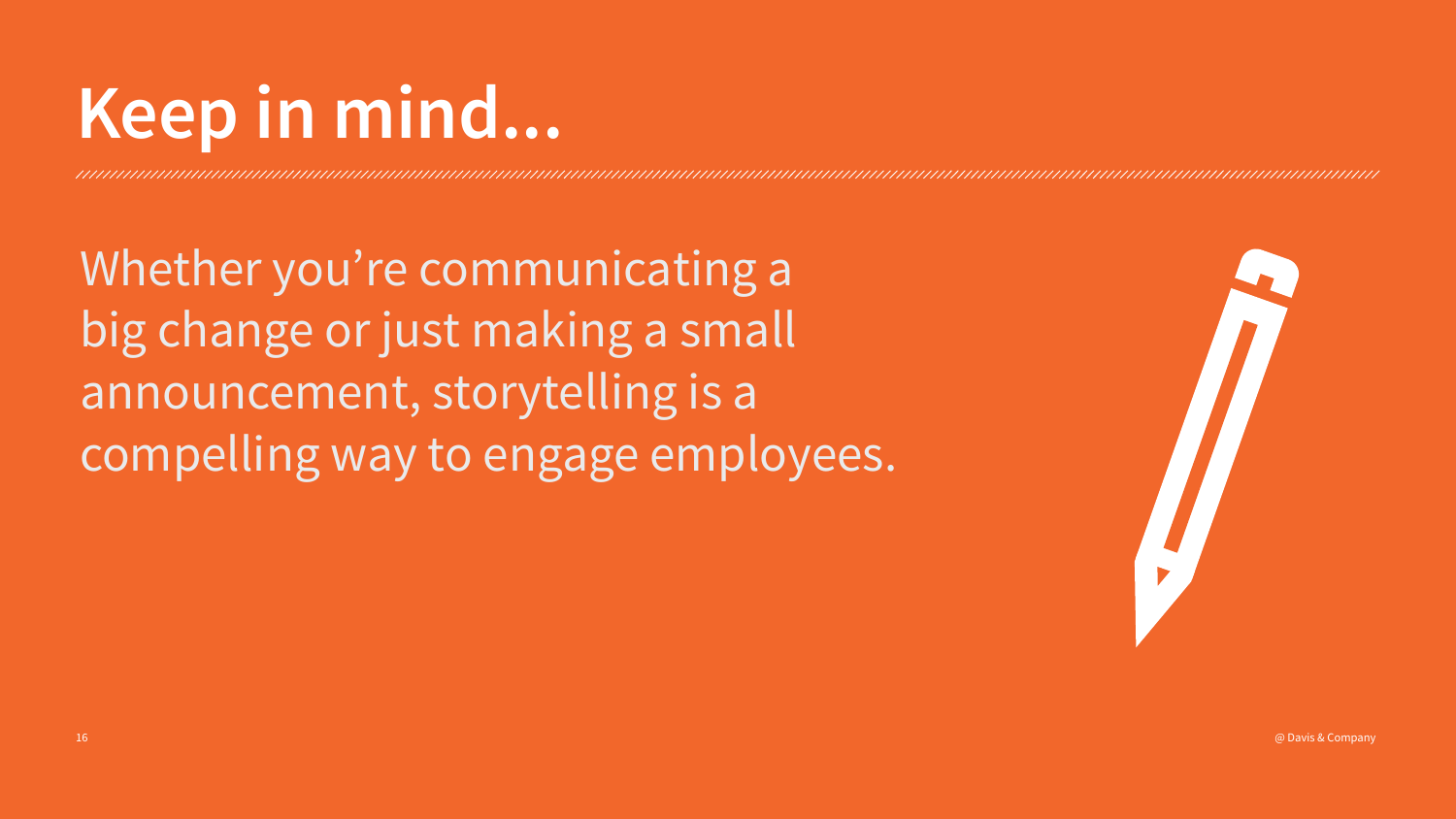# Keep in mind...

Whether you're communicating a big change or just making a small announcement, storytelling is a compelling way to engage employees.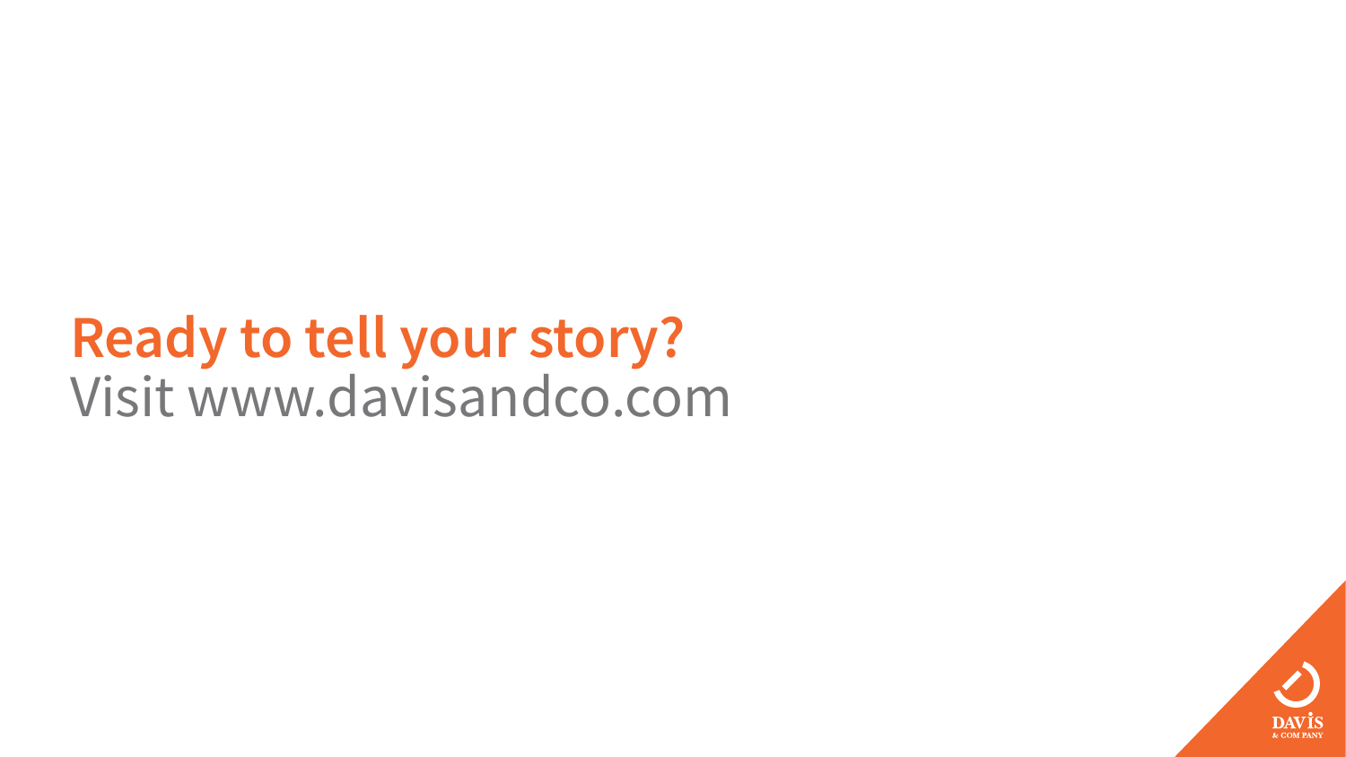**Ready to tell your story?**

Visit www.davisandco.com